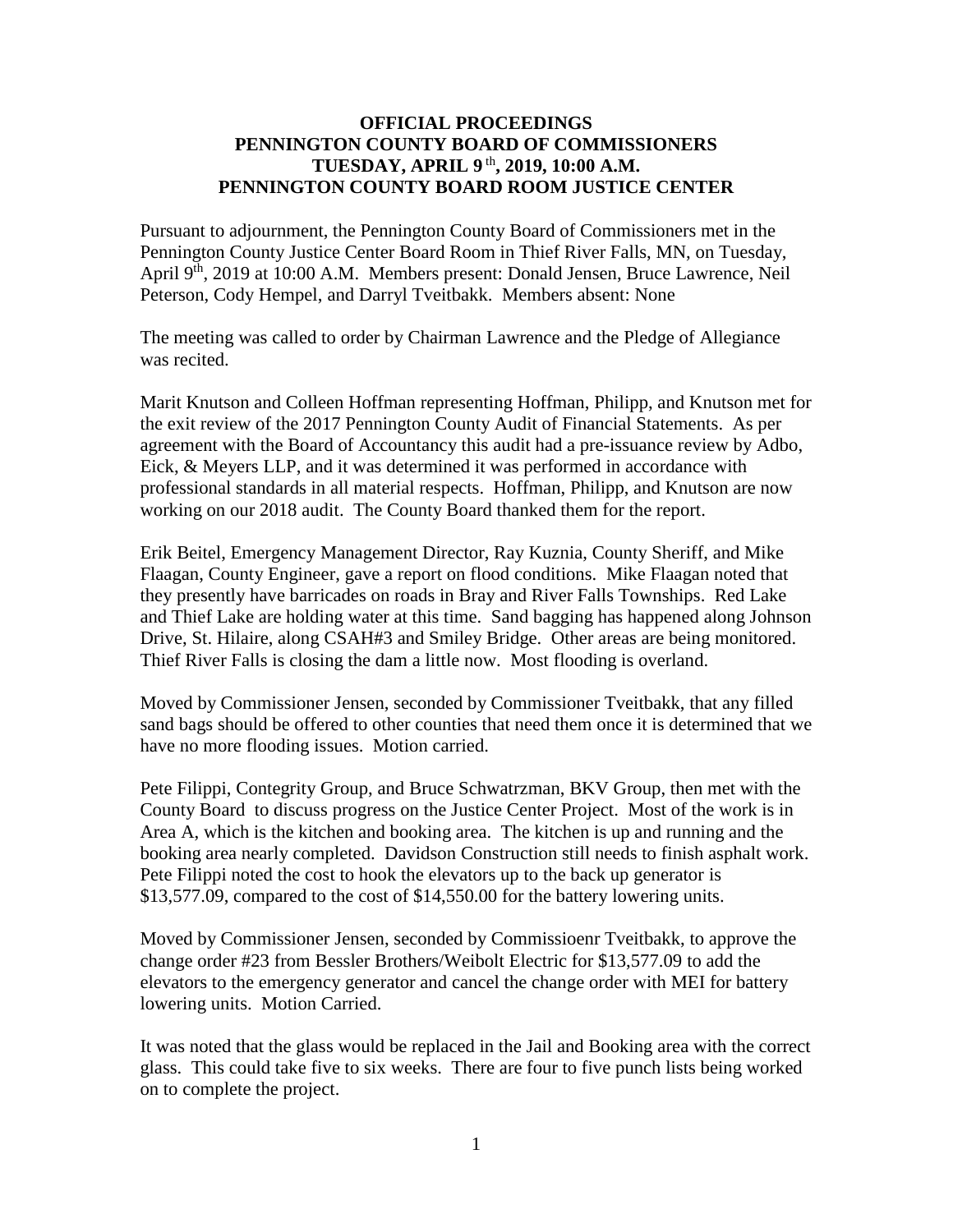# OFFICIAL PROCEEDINGS
# PENNINGTON COUNTY BOARD OF COMMISSIONERS
# TUESDAY, APRIL 9th, 2019, 10:00 A.M.
# PENNINGTON COUNTY BOARD ROOM JUSTICE CENTER

Pursuant to adjournment, the Pennington County Board of Commissioners met in the Pennington County Justice Center Board Room in Thief River Falls, MN, on Tuesday, April 9th, 2019 at 10:00 A.M. Members present: Donald Jensen, Bruce Lawrence, Neil Peterson, Cody Hempel, and Darryl Tveitbakk. Members absent: None

The meeting was called to order by Chairman Lawrence and the Pledge of Allegiance was recited.

Marit Knutson and Colleen Hoffman representing Hoffman, Philipp, and Knutson met for the exit review of the 2017 Pennington County Audit of Financial Statements. As per agreement with the Board of Accountancy this audit had a pre-issuance review by Adbo, Eick, & Meyers LLP, and it was determined it was performed in accordance with professional standards in all material respects. Hoffman, Philipp, and Knutson are now working on our 2018 audit. The County Board thanked them for the report.

Erik Beitel, Emergency Management Director, Ray Kuznia, County Sheriff, and Mike Flaagan, County Engineer, gave a report on flood conditions. Mike Flaagan noted that they presently have barricades on roads in Bray and River Falls Townships. Red Lake and Thief Lake are holding water at this time. Sand bagging has happened along Johnson Drive, St. Hilaire, along CSAH#3 and Smiley Bridge. Other areas are being monitored. Thief River Falls is closing the dam a little now. Most flooding is overland.

Moved by Commissioner Jensen, seconded by Commissioner Tveitbakk, that any filled sand bags should be offered to other counties that need them once it is determined that we have no more flooding issues. Motion carried.

Pete Filippi, Contegrity Group, and Bruce Schwatrzman, BKV Group, then met with the County Board to discuss progress on the Justice Center Project. Most of the work is in Area A, which is the kitchen and booking area. The kitchen is up and running and the booking area nearly completed. Davidson Construction still needs to finish asphalt work. Pete Filippi noted the cost to hook the elevators up to the back up generator is $13,577.09, compared to the cost of $14,550.00 for the battery lowering units.

Moved by Commissioner Jensen, seconded by Commissioenr Tveitbakk, to approve the change order #23 from Bessler Brothers/Weibolt Electric for $13,577.09 to add the elevators to the emergency generator and cancel the change order with MEI for battery lowering units. Motion Carried.

It was noted that the glass would be replaced in the Jail and Booking area with the correct glass. This could take five to six weeks. There are four to five punch lists being worked on to complete the project.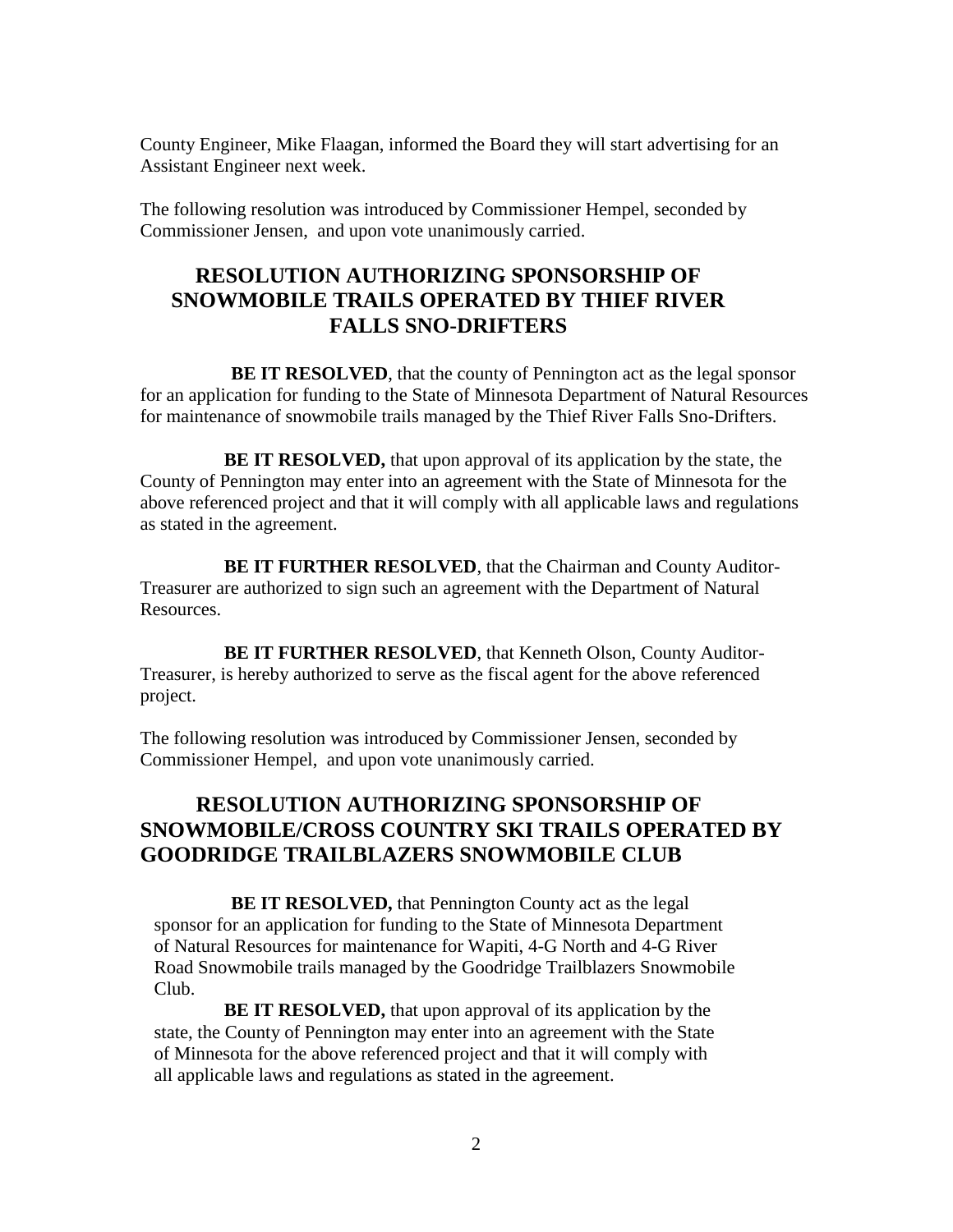County Engineer, Mike Flaagan, informed the Board they will start advertising for an Assistant Engineer next week.

The following resolution was introduced by Commissioner Hempel, seconded by Commissioner Jensen, and upon vote unanimously carried.

## RESOLUTION AUTHORIZING SPONSORSHIP OF SNOWMOBILE TRAILS OPERATED BY THIEF RIVER FALLS SNO-DRIFTERS

**BE IT RESOLVED**, that the county of Pennington act as the legal sponsor for an application for funding to the State of Minnesota Department of Natural Resources for maintenance of snowmobile trails managed by the Thief River Falls Sno-Drifters.

**BE IT RESOLVED,** that upon approval of its application by the state, the County of Pennington may enter into an agreement with the State of Minnesota for the above referenced project and that it will comply with all applicable laws and regulations as stated in the agreement.

**BE IT FURTHER RESOLVED**, that the Chairman and County Auditor-Treasurer are authorized to sign such an agreement with the Department of Natural Resources.

**BE IT FURTHER RESOLVED**, that Kenneth Olson, County Auditor-Treasurer, is hereby authorized to serve as the fiscal agent for the above referenced project.

The following resolution was introduced by Commissioner Jensen, seconded by Commissioner Hempel, and upon vote unanimously carried.

## RESOLUTION AUTHORIZING SPONSORSHIP OF SNOWMOBILE/CROSS COUNTRY SKI TRAILS OPERATED BY GOODRIDGE TRAILBLAZERS SNOWMOBILE CLUB

**BE IT RESOLVED,** that Pennington County act as the legal sponsor for an application for funding to the State of Minnesota Department of Natural Resources for maintenance for Wapiti, 4-G North and 4-G River Road Snowmobile trails managed by the Goodridge Trailblazers Snowmobile Club.

**BE IT RESOLVED,** that upon approval of its application by the state, the County of Pennington may enter into an agreement with the State of Minnesota for the above referenced project and that it will comply with all applicable laws and regulations as stated in the agreement.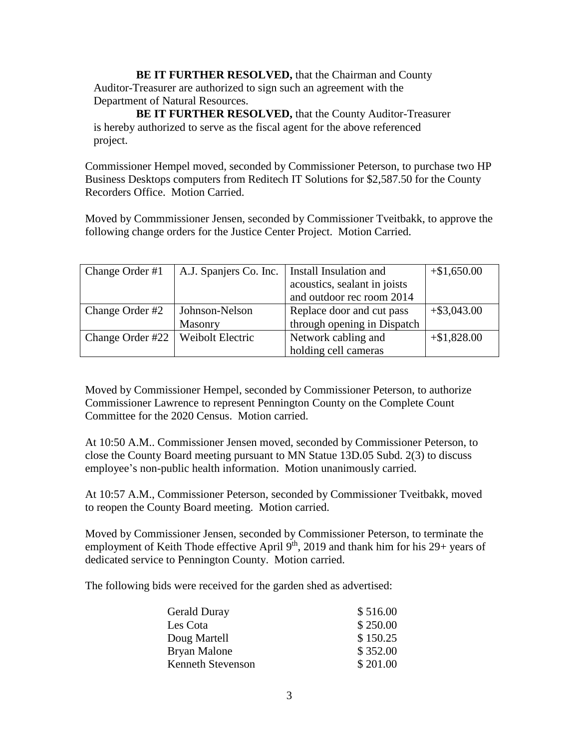**BE IT FURTHER RESOLVED,** that the Chairman and County Auditor-Treasurer are authorized to sign such an agreement with the Department of Natural Resources.

**BE IT FURTHER RESOLVED,** that the County Auditor-Treasurer is hereby authorized to serve as the fiscal agent for the above referenced project.

Commissioner Hempel moved, seconded by Commissioner Peterson, to purchase two HP Business Desktops computers from Reditech IT Solutions for $2,587.50 for the County Recorders Office. Motion Carried.

Moved by Commmissioner Jensen, seconded by Commissioner Tveitbakk, to approve the following change orders for the Justice Center Project. Motion Carried.

| Change Order #1 | A.J. Spanjers Co. Inc. | Install Insulation and acoustics, sealant in joists and outdoor rec room 2014 | +$1,650.00 |
|---|---|---|---|
| Change Order #2 | Johnson-Nelson Masonry | Replace door and cut pass through opening in Dispatch | +$3,043.00 |
| Change Order #22 | Weibolt Electric | Network cabling and holding cell cameras | +$1,828.00 |

Moved by Commissioner Hempel, seconded by Commissioner Peterson, to authorize Commissioner Lawrence to represent Pennington County on the Complete Count Committee for the 2020 Census. Motion carried.

At 10:50 A.M.. Commissioner Jensen moved, seconded by Commissioner Peterson, to close the County Board meeting pursuant to MN Statue 13D.05 Subd. 2(3) to discuss employee's non-public health information. Motion unanimously carried.

At 10:57 A.M., Commissioner Peterson, seconded by Commissioner Tveitbakk, moved to reopen the County Board meeting. Motion carried.

Moved by Commissioner Jensen, seconded by Commissioner Peterson, to terminate the employment of Keith Thode effective April 9th, 2019 and thank him for his 29+ years of dedicated service to Pennington County. Motion carried.

The following bids were received for the garden shed as advertised:

| | |
|---|---|
| Gerald Duray | $ 516.00 |
| Les Cota | $ 250.00 |
| Doug Martell | $ 150.25 |
| Bryan Malone | $ 352.00 |
| Kenneth Stevenson | $ 201.00 |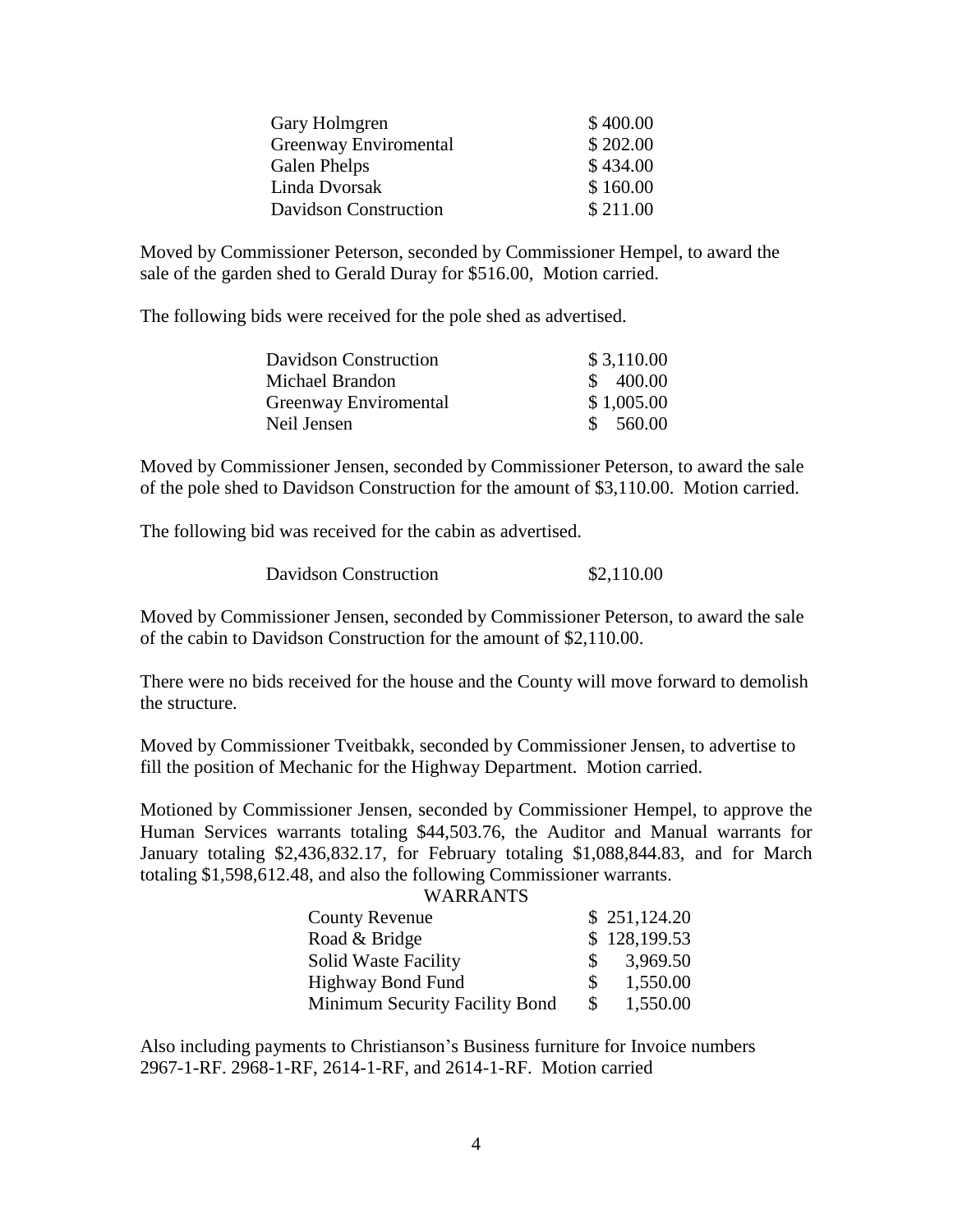| | |
|---|---|
| Gary Holmgren | \$ 400.00 |
| Greenway Enviromental | \$ 202.00 |
| Galen Phelps | \$ 434.00 |
| Linda Dvorsak | \$ 160.00 |
| Davidson Construction | \$ 211.00 |

Moved by Commissioner Peterson, seconded by Commissioner Hempel, to award the sale of the garden shed to Gerald Duray for $516.00, Motion carried.

The following bids were received for the pole shed as advertised.

| | |
|---|---|
| Davidson Construction | \$ 3,110.00 |
| Michael Brandon | \$ 400.00 |
| Greenway Enviromental | \$ 1,005.00 |
| Neil Jensen | \$ 560.00 |

Moved by Commissioner Jensen, seconded by Commissioner Peterson, to award the sale of the pole shed to Davidson Construction for the amount of $3,110.00. Motion carried.

The following bid was received for the cabin as advertised.

| | |
|---|---|
| Davidson Construction | \$2,110.00 |

Moved by Commissioner Jensen, seconded by Commissioner Peterson, to award the sale of the cabin to Davidson Construction for the amount of $2,110.00.

There were no bids received for the house and the County will move forward to demolish the structure.

Moved by Commissioner Tveitbakk, seconded by Commissioner Jensen, to advertise to fill the position of Mechanic for the Highway Department. Motion carried.

Motioned by Commissioner Jensen, seconded by Commissioner Hempel, to approve the Human Services warrants totaling $44,503.76, the Auditor and Manual warrants for January totaling $2,436,832.17, for February totaling $1,088,844.83, and for March totaling $1,598,612.48, and also the following Commissioner warrants.

| WARRANTS | |
|---|---|
| County Revenue | \$ 251,124.20 |
| Road & Bridge | \$ 128,199.53 |
| Solid Waste Facility | \$ 3,969.50 |
| Highway Bond Fund | \$ 1,550.00 |
| Minimum Security Facility Bond | \$ 1,550.00 |

Also including payments to Christianson's Business furniture for Invoice numbers 2967-1-RF. 2968-1-RF, 2614-1-RF, and 2614-1-RF. Motion carried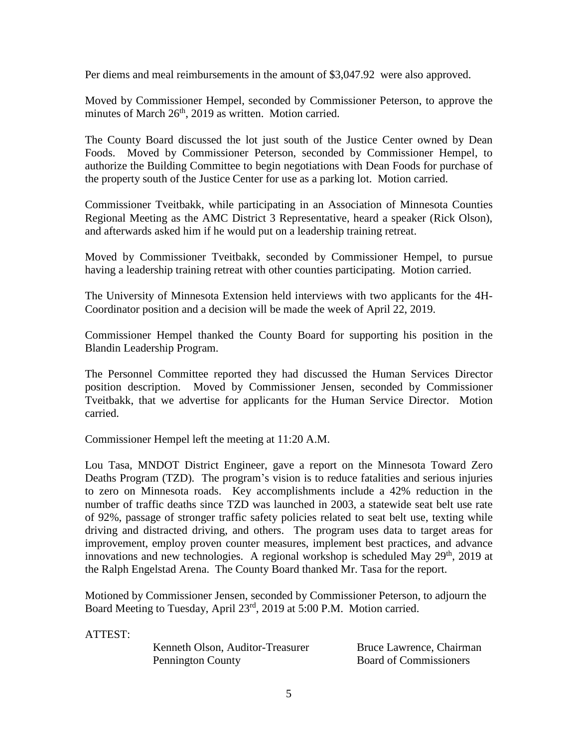Per diems and meal reimbursements in the amount of $3,047.92 were also approved.

Moved by Commissioner Hempel, seconded by Commissioner Peterson, to approve the minutes of March 26th, 2019 as written. Motion carried.

The County Board discussed the lot just south of the Justice Center owned by Dean Foods. Moved by Commissioner Peterson, seconded by Commissioner Hempel, to authorize the Building Committee to begin negotiations with Dean Foods for purchase of the property south of the Justice Center for use as a parking lot. Motion carried.

Commissioner Tveitbakk, while participating in an Association of Minnesota Counties Regional Meeting as the AMC District 3 Representative, heard a speaker (Rick Olson), and afterwards asked him if he would put on a leadership training retreat.

Moved by Commissioner Tveitbakk, seconded by Commissioner Hempel, to pursue having a leadership training retreat with other counties participating. Motion carried.

The University of Minnesota Extension held interviews with two applicants for the 4H-Coordinator position and a decision will be made the week of April 22, 2019.

Commissioner Hempel thanked the County Board for supporting his position in the Blandin Leadership Program.

The Personnel Committee reported they had discussed the Human Services Director position description. Moved by Commissioner Jensen, seconded by Commissioner Tveitbakk, that we advertise for applicants for the Human Service Director. Motion carried.

Commissioner Hempel left the meeting at 11:20 A.M.

Lou Tasa, MNDOT District Engineer, gave a report on the Minnesota Toward Zero Deaths Program (TZD). The program's vision is to reduce fatalities and serious injuries to zero on Minnesota roads. Key accomplishments include a 42% reduction in the number of traffic deaths since TZD was launched in 2003, a statewide seat belt use rate of 92%, passage of stronger traffic safety policies related to seat belt use, texting while driving and distracted driving, and others. The program uses data to target areas for improvement, employ proven counter measures, implement best practices, and advance innovations and new technologies. A regional workshop is scheduled May 29th, 2019 at the Ralph Engelstad Arena. The County Board thanked Mr. Tasa for the report.

Motioned by Commissioner Jensen, seconded by Commissioner Peterson, to adjourn the Board Meeting to Tuesday, April 23rd, 2019 at 5:00 P.M. Motion carried.

ATTEST:

Kenneth Olson, Auditor-Treasurer
Pennington County

Bruce Lawrence, Chairman
Board of Commissioners